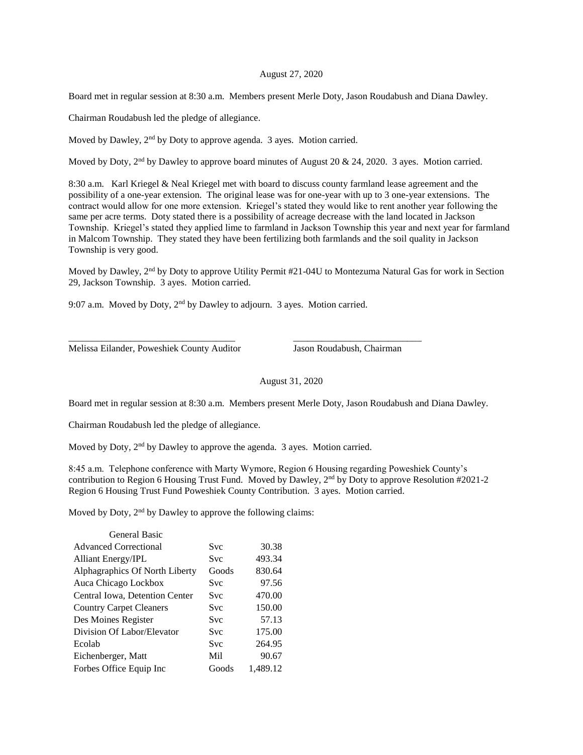August 27, 2020

Board met in regular session at 8:30 a.m. Members present Merle Doty, Jason Roudabush and Diana Dawley.

Chairman Roudabush led the pledge of allegiance.

Moved by Dawley, 2nd by Doty to approve agenda. 3 ayes. Motion carried.

Moved by Doty, 2nd by Dawley to approve board minutes of August 20 & 24, 2020. 3 ayes. Motion carried.

8:30 a.m. Karl Kriegel & Neal Kriegel met with board to discuss county farmland lease agreement and the possibility of a one-year extension. The original lease was for one-year with up to 3 one-year extensions. The contract would allow for one more extension. Kriegel's stated they would like to rent another year following the same per acre terms. Doty stated there is a possibility of acreage decrease with the land located in Jackson Township. Kriegel's stated they applied lime to farmland in Jackson Township this year and next year for farmland in Malcom Township. They stated they have been fertilizing both farmlands and the soil quality in Jackson Township is very good.

Moved by Dawley, 2nd by Doty to approve Utility Permit #21-04U to Montezuma Natural Gas for work in Section 29, Jackson Township. 3 ayes. Motion carried.

9:07 a.m. Moved by Doty, 2nd by Dawley to adjourn. 3 ayes. Motion carried.

\_\_\_\_\_\_\_\_\_\_\_\_\_\_\_\_\_\_\_\_\_\_\_\_\_\_\_\_\_\_\_\_\_\_\_ \_\_\_\_\_\_\_\_\_\_\_\_\_\_\_\_\_\_\_\_\_\_\_\_\_\_\_

Melissa Eilander, Poweshiek County Auditor Jason Roudabush, Chairman

August 31, 2020

Board met in regular session at 8:30 a.m. Members present Merle Doty, Jason Roudabush and Diana Dawley.

Chairman Roudabush led the pledge of allegiance.

Moved by Doty, 2nd by Dawley to approve the agenda. 3 ayes. Motion carried.

8:45 a.m. Telephone conference with Marty Wymore, Region 6 Housing regarding Poweshiek County's contribution to Region 6 Housing Trust Fund. Moved by Dawley, 2nd by Doty to approve Resolution #2021-2 Region 6 Housing Trust Fund Poweshiek County Contribution. 3 ayes. Motion carried.

Moved by Doty, 2nd by Dawley to approve the following claims:

| General Basic | | |
|---|---|---|
| Advanced Correctional | Svc | 30.38 |
| Alliant Energy/IPL | Svc | 493.34 |
| Alphagraphics Of North Liberty | Goods | 830.64 |
| Auca Chicago Lockbox | Svc | 97.56 |
| Central Iowa, Detention Center | Svc | 470.00 |
| Country Carpet Cleaners | Svc | 150.00 |
| Des Moines Register | Svc | 57.13 |
| Division Of Labor/Elevator | Svc | 175.00 |
| Ecolab | Svc | 264.95 |
| Eichenberger, Matt | Mil | 90.67 |
| Forbes Office Equip Inc | Goods | 1,489.12 |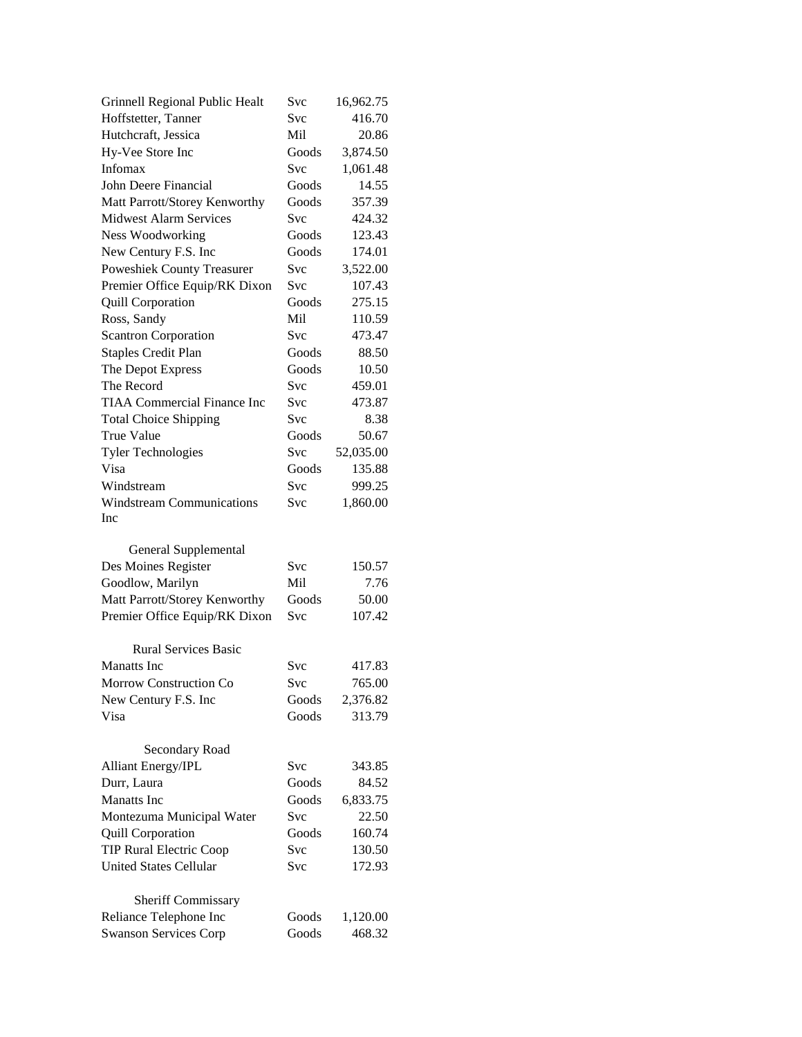| | | |
|---|---|---|
| Grinnell Regional Public Healt | Svc | 16,962.75 |
| Hoffstetter, Tanner | Svc | 416.70 |
| Hutchcraft, Jessica | Mil | 20.86 |
| Hy-Vee Store Inc | Goods | 3,874.50 |
| Infomax | Svc | 1,061.48 |
| John Deere Financial | Goods | 14.55 |
| Matt Parrott/Storey Kenworthy | Goods | 357.39 |
| Midwest Alarm Services | Svc | 424.32 |
| Ness Woodworking | Goods | 123.43 |
| New Century F.S. Inc | Goods | 174.01 |
| Poweshiek County Treasurer | Svc | 3,522.00 |
| Premier Office Equip/RK Dixon | Svc | 107.43 |
| Quill Corporation | Goods | 275.15 |
| Ross, Sandy | Mil | 110.59 |
| Scantron Corporation | Svc | 473.47 |
| Staples Credit Plan | Goods | 88.50 |
| The Depot Express | Goods | 10.50 |
| The Record | Svc | 459.01 |
| TIAA Commercial Finance Inc | Svc | 473.87 |
| Total Choice Shipping | Svc | 8.38 |
| True Value | Goods | 50.67 |
| Tyler Technologies | Svc | 52,035.00 |
| Visa | Goods | 135.88 |
| Windstream | Svc | 999.25 |
| Windstream Communications Inc | Svc | 1,860.00 |

General Supplemental

| | | |
|---|---|---|
| Des Moines Register | Svc | 150.57 |
| Goodlow, Marilyn | Mil | 7.76 |
| Matt Parrott/Storey Kenworthy | Goods | 50.00 |
| Premier Office Equip/RK Dixon | Svc | 107.42 |

Rural Services Basic

| | | |
|---|---|---|
| Manatts Inc | Svc | 417.83 |
| Morrow Construction Co | Svc | 765.00 |
| New Century F.S. Inc | Goods | 2,376.82 |
| Visa | Goods | 313.79 |

Secondary Road

| | | |
|---|---|---|
| Alliant Energy/IPL | Svc | 343.85 |
| Durr, Laura | Goods | 84.52 |
| Manatts Inc | Goods | 6,833.75 |
| Montezuma Municipal Water | Svc | 22.50 |
| Quill Corporation | Goods | 160.74 |
| TIP Rural Electric Coop | Svc | 130.50 |
| United States Cellular | Svc | 172.93 |

Sheriff Commissary

| | | |
|---|---|---|
| Reliance Telephone Inc | Goods | 1,120.00 |
| Swanson Services Corp | Goods | 468.32 |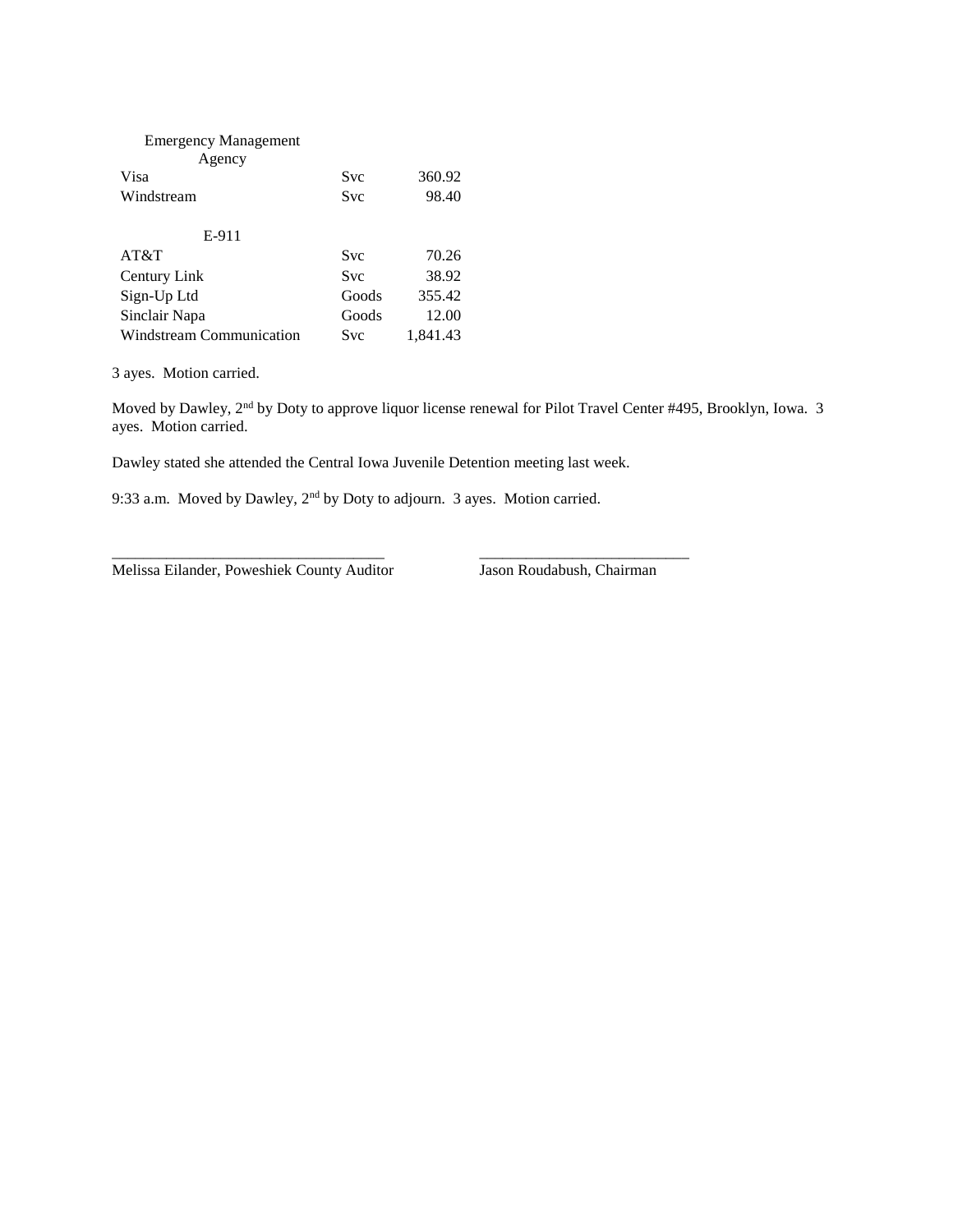| | | |
|---|---|---|
| Emergency Management Agency | | |
| Visa | Svc | 360.92 |
| Windstream | Svc | 98.40 |
| | | |
| E-911 | | |
| AT&T | Svc | 70.26 |
| Century Link | Svc | 38.92 |
| Sign-Up Ltd | Goods | 355.42 |
| Sinclair Napa | Goods | 12.00 |
| Windstream Communication | Svc | 1,841.43 |

3 ayes. Motion carried.

Moved by Dawley, 2nd by Doty to approve liquor license renewal for Pilot Travel Center #495, Brooklyn, Iowa. 3 ayes. Motion carried.

Dawley stated she attended the Central Iowa Juvenile Detention meeting last week.

9:33 a.m. Moved by Dawley, 2nd by Doty to adjourn. 3 ayes. Motion carried.

\_\_\_\_\_\_\_\_\_\_\_\_\_\_\_\_\_\_\_\_\_\_\_\_\_\_\_\_\_\_\_\_\_\_\_ \_\_\_\_\_\_\_\_\_\_\_\_\_\_\_\_\_\_\_\_\_\_\_\_\_\_\_

Melissa Eilander, Poweshiek County Auditor Jason Roudabush, Chairman